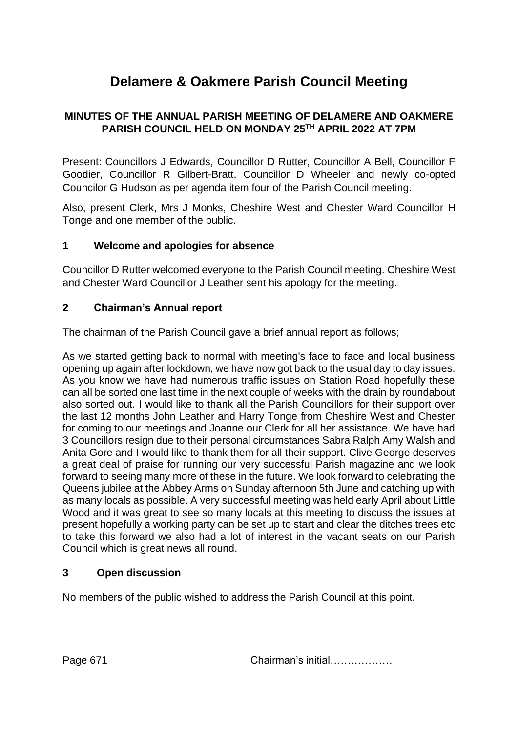# Delamere & Oakmere Parish Council Meeting

**MINUTES OF THE ANNUAL PARISH MEETING OF DELAMERE AND OAKMERE PARISH COUNCIL HELD ON MONDAY 25TH APRIL 2022 AT 7PM**

Present: Councillors J Edwards, Councillor D Rutter, Councillor A Bell, Councillor F Goodier, Councillor R Gilbert-Bratt, Councillor D Wheeler and newly co-opted Councilor G Hudson as per agenda item four of the Parish Council meeting.

Also, present Clerk, Mrs J Monks, Cheshire West and Chester Ward Councillor H Tonge and one member of the public.

## 1 Welcome and apologies for absence

Councillor D Rutter welcomed everyone to the Parish Council meeting. Cheshire West and Chester Ward Councillor J Leather sent his apology for the meeting.

## 2 Chairman's Annual report

The chairman of the Parish Council gave a brief annual report as follows;

As we started getting back to normal with meeting's face to face and local business opening up again after lockdown, we have now got back to the usual day to day issues. As you know we have had numerous traffic issues on Station Road hopefully these can all be sorted one last time in the next couple of weeks with the drain by roundabout also sorted out. I would like to thank all the Parish Councillors for their support over the last 12 months John Leather and Harry Tonge from Cheshire West and Chester for coming to our meetings and Joanne our Clerk for all her assistance. We have had 3 Councillors resign due to their personal circumstances Sabra Ralph Amy Walsh and Anita Gore and I would like to thank them for all their support. Clive George deserves a great deal of praise for running our very successful Parish magazine and we look forward to seeing many more of these in the future. We look forward to celebrating the Queens jubilee at the Abbey Arms on Sunday afternoon 5th June and catching up with as many locals as possible. A very successful meeting was held early April about Little Wood and it was great to see so many locals at this meeting to discuss the issues at present hopefully a working party can be set up to start and clear the ditches trees etc to take this forward we also had a lot of interest in the vacant seats on our Parish Council which is great news all round.

## 3 Open discussion

No members of the public wished to address the Parish Council at this point.

Chairman's initial………………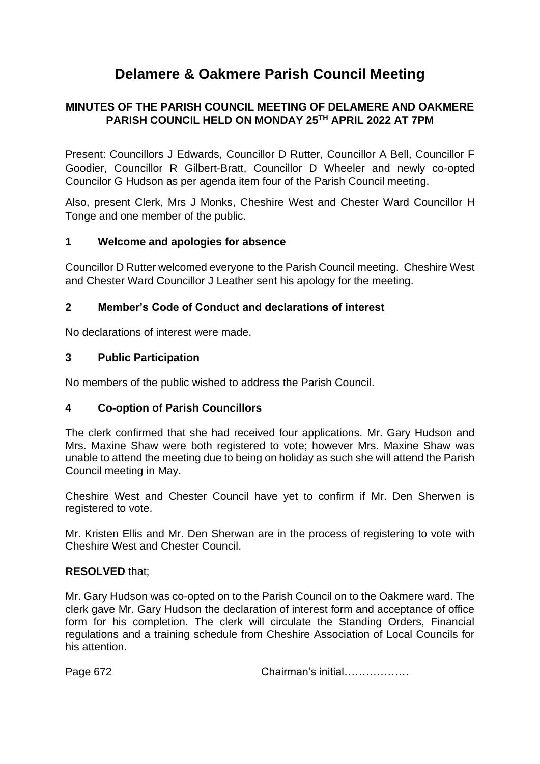# Delamere & Oakmere Parish Council Meeting

**MINUTES OF THE PARISH COUNCIL MEETING OF DELAMERE AND OAKMERE PARISH COUNCIL HELD ON MONDAY 25TH APRIL 2022 AT 7PM**

Present: Councillors J Edwards, Councillor D Rutter, Councillor A Bell, Councillor F Goodier, Councillor R Gilbert-Bratt, Councillor D Wheeler and newly co-opted Councilor G Hudson as per agenda item four of the Parish Council meeting.

Also, present Clerk, Mrs J Monks, Cheshire West and Chester Ward Councillor H Tonge and one member of the public.

## 1 Welcome and apologies for absence

Councillor D Rutter welcomed everyone to the Parish Council meeting. Cheshire West and Chester Ward Councillor J Leather sent his apology for the meeting.

## 2 Member's Code of Conduct and declarations of interest

No declarations of interest were made.

## 3 Public Participation

No members of the public wished to address the Parish Council.

## 4 Co-option of Parish Councillors

The clerk confirmed that she had received four applications. Mr. Gary Hudson and Mrs. Maxine Shaw were both registered to vote; however Mrs. Maxine Shaw was unable to attend the meeting due to being on holiday as such she will attend the Parish Council meeting in May.

Cheshire West and Chester Council have yet to confirm if Mr. Den Sherwen is registered to vote.

Mr. Kristen Ellis and Mr. Den Sherwan are in the process of registering to vote with Cheshire West and Chester Council.

**RESOLVED** that;

Mr. Gary Hudson was co-opted on to the Parish Council on to the Oakmere ward. The clerk gave Mr. Gary Hudson the declaration of interest form and acceptance of office form for his completion. The clerk will circulate the Standing Orders, Financial regulations and a training schedule from Cheshire Association of Local Councils for his attention.

Chairman's initial………………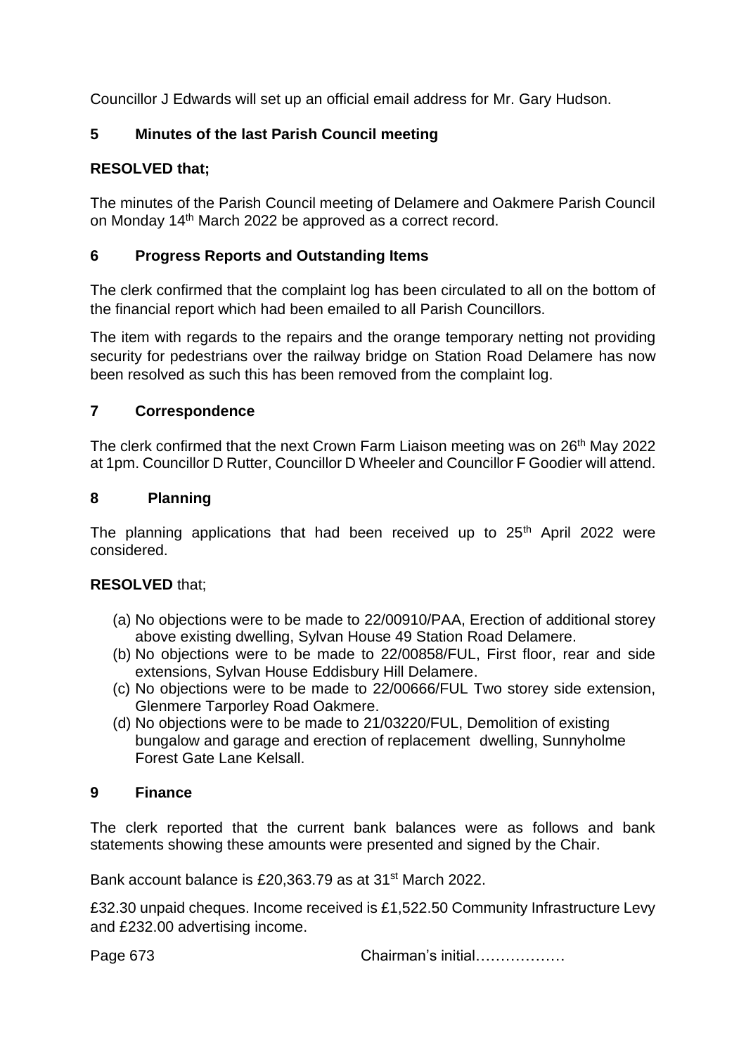Councillor J Edwards will set up an official email address for Mr. Gary Hudson.

## 5 Minutes of the last Parish Council meeting

**RESOLVED that;**

The minutes of the Parish Council meeting of Delamere and Oakmere Parish Council on Monday 14th March 2022 be approved as a correct record.

## 6 Progress Reports and Outstanding Items

The clerk confirmed that the complaint log has been circulated to all on the bottom of the financial report which had been emailed to all Parish Councillors.

The item with regards to the repairs and the orange temporary netting not providing security for pedestrians over the railway bridge on Station Road Delamere has now been resolved as such this has been removed from the complaint log.

## 7 Correspondence

The clerk confirmed that the next Crown Farm Liaison meeting was on 26th May 2022 at 1pm. Councillor D Rutter, Councillor D Wheeler and Councillor F Goodier will attend.

## 8 Planning

The planning applications that had been received up to 25th April 2022 were considered.

**RESOLVED** that;

(a) No objections were to be made to 22/00910/PAA, Erection of additional storey above existing dwelling, Sylvan House 49 Station Road Delamere.
(b) No objections were to be made to 22/00858/FUL, First floor, rear and side extensions, Sylvan House Eddisbury Hill Delamere.
(c) No objections were to be made to 22/00666/FUL Two storey side extension, Glenmere Tarporley Road Oakmere.
(d) No objections were to be made to 21/03220/FUL, Demolition of existing bungalow and garage and erection of replacement dwelling, Sunnyholme Forest Gate Lane Kelsall.

## 9 Finance

The clerk reported that the current bank balances were as follows and bank statements showing these amounts were presented and signed by the Chair.

Bank account balance is £20,363.79 as at 31st March 2022.

£32.30 unpaid cheques. Income received is £1,522.50 Community Infrastructure Levy and £232.00 advertising income.

Chairman's initial………………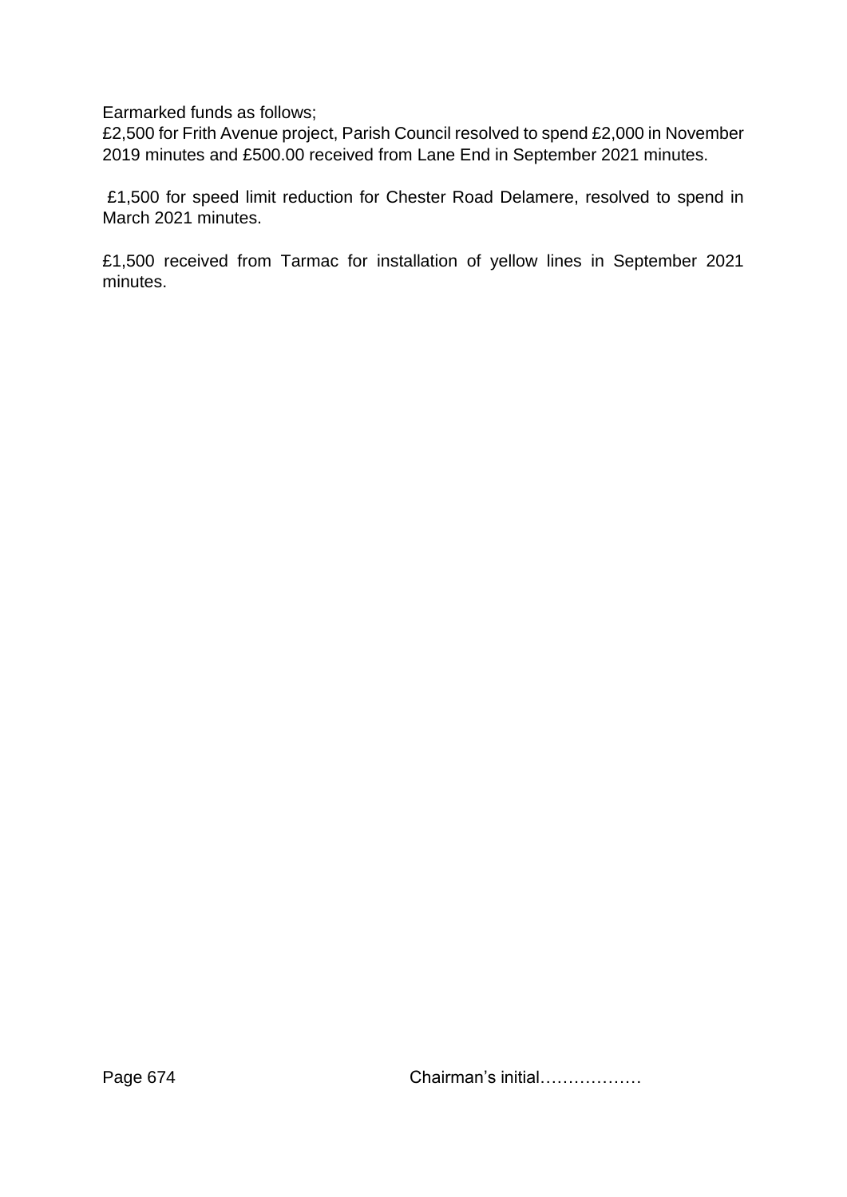Earmarked funds as follows;
£2,500 for Frith Avenue project, Parish Council resolved to spend £2,000 in November 2019 minutes and £500.00 received from Lane End in September 2021 minutes.

£1,500 for speed limit reduction for Chester Road Delamere, resolved to spend in March 2021 minutes.

£1,500 received from Tarmac for installation of yellow lines in September 2021 minutes.

Chairman's initial………………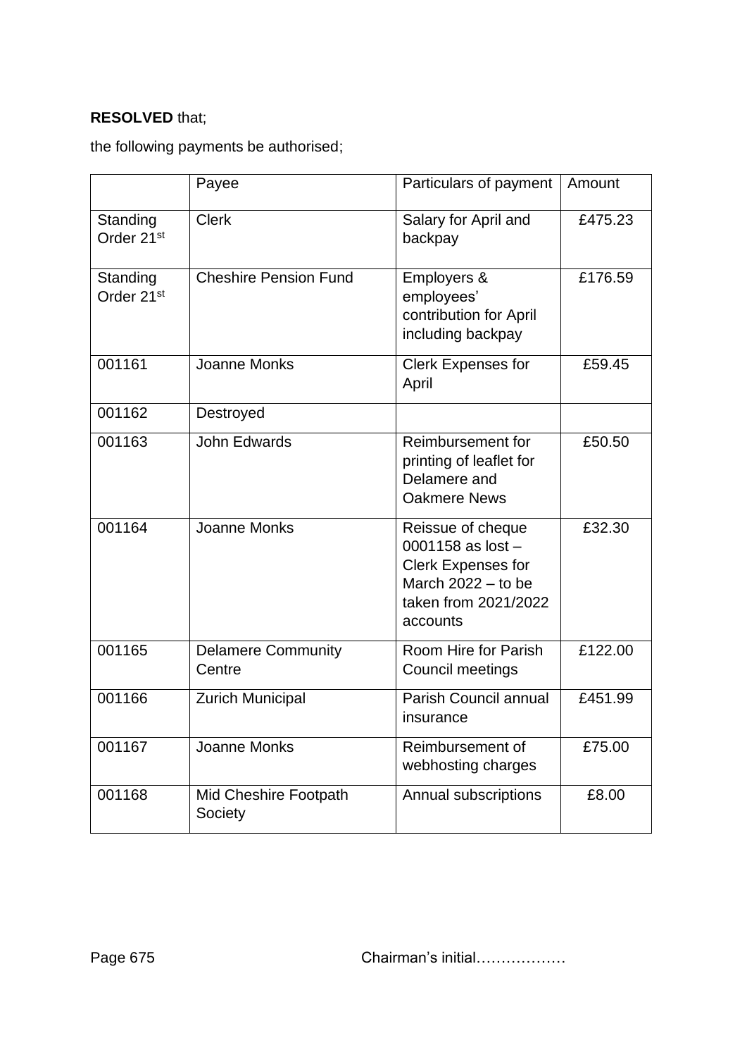**RESOLVED** that;

the following payments be authorised;

| | Payee | Particulars of payment | Amount |
|---|---|---|---|
| Standing Order 21st | Clerk | Salary for April and backpay | £475.23 |
| Standing Order 21st | Cheshire Pension Fund | Employers & employees' contribution for April including backpay | £176.59 |
| 001161 | Joanne Monks | Clerk Expenses for April | £59.45 |
| 001162 | Destroyed | | |
| 001163 | John Edwards | Reimbursement for printing of leaflet for Delamere and Oakmere News | £50.50 |
| 001164 | Joanne Monks | Reissue of cheque 0001158 as lost – Clerk Expenses for March 2022 – to be taken from 2021/2022 accounts | £32.30 |
| 001165 | Delamere Community Centre | Room Hire for Parish Council meetings | £122.00 |
| 001166 | Zurich Municipal | Parish Council annual insurance | £451.99 |
| 001167 | Joanne Monks | Reimbursement of webhosting charges | £75.00 |
| 001168 | Mid Cheshire Footpath Society | Annual subscriptions | £8.00 |

Chairman's initial………………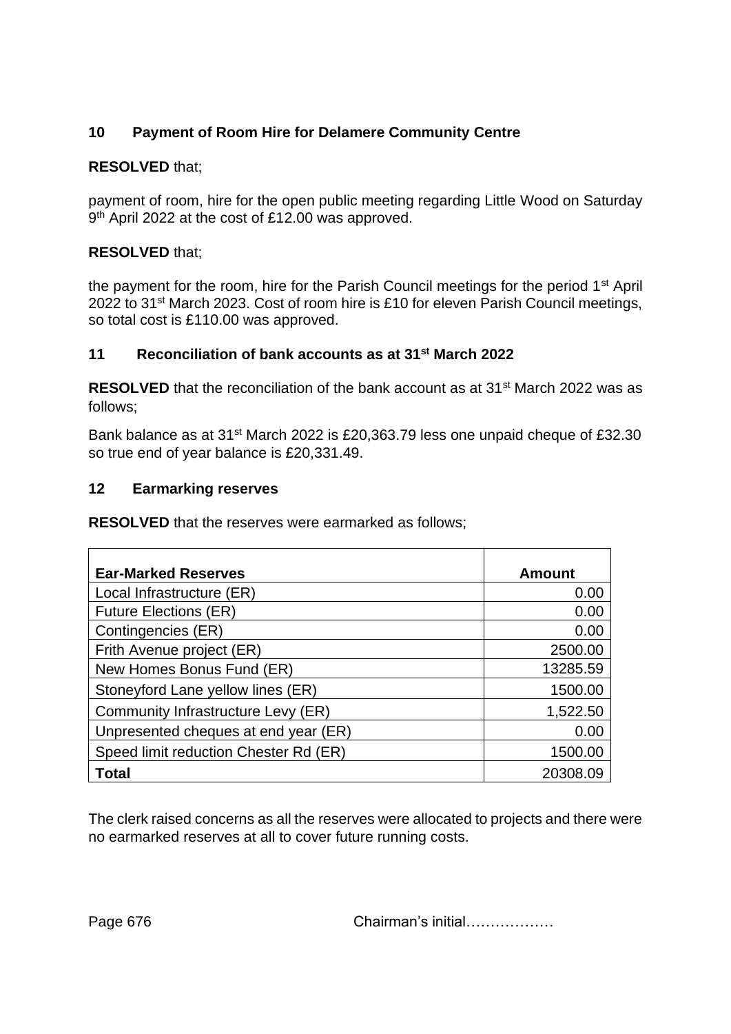## 10 Payment of Room Hire for Delamere Community Centre

**RESOLVED** that;

payment of room, hire for the open public meeting regarding Little Wood on Saturday 9th April 2022 at the cost of £12.00 was approved.

**RESOLVED** that;

the payment for the room, hire for the Parish Council meetings for the period 1st April 2022 to 31st March 2023. Cost of room hire is £10 for eleven Parish Council meetings, so total cost is £110.00 was approved.

## 11 Reconciliation of bank accounts as at 31st March 2022

**RESOLVED** that the reconciliation of the bank account as at 31st March 2022 was as follows;

Bank balance as at 31st March 2022 is £20,363.79 less one unpaid cheque of £32.30 so true end of year balance is £20,331.49.

## 12 Earmarking reserves

**RESOLVED** that the reserves were earmarked as follows;

| Ear-Marked Reserves | Amount |
|---|---|
| Local Infrastructure (ER) | 0.00 |
| Future Elections (ER) | 0.00 |
| Contingencies (ER) | 0.00 |
| Frith Avenue project (ER) | 2500.00 |
| New Homes Bonus Fund (ER) | 13285.59 |
| Stoneyford Lane yellow lines (ER) | 1500.00 |
| Community Infrastructure Levy (ER) | 1,522.50 |
| Unpresented cheques at end year (ER) | 0.00 |
| Speed limit reduction Chester Rd (ER) | 1500.00 |
| **Total** | 20308.09 |

The clerk raised concerns as all the reserves were allocated to projects and there were no earmarked reserves at all to cover future running costs.

Chairman's initial………………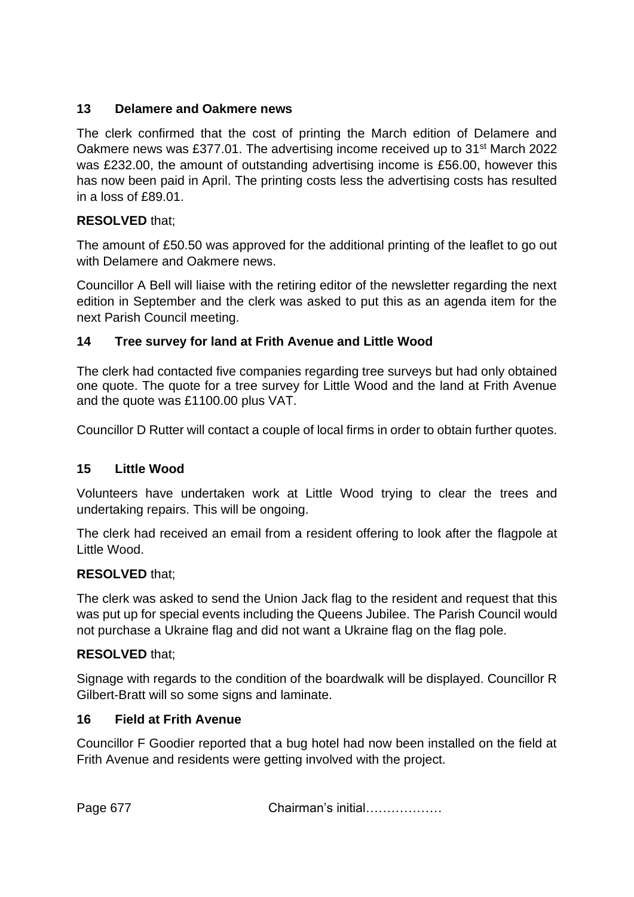## 13 Delamere and Oakmere news

The clerk confirmed that the cost of printing the March edition of Delamere and Oakmere news was £377.01. The advertising income received up to 31st March 2022 was £232.00, the amount of outstanding advertising income is £56.00, however this has now been paid in April. The printing costs less the advertising costs has resulted in a loss of £89.01.

**RESOLVED** that;

The amount of £50.50 was approved for the additional printing of the leaflet to go out with Delamere and Oakmere news.

Councillor A Bell will liaise with the retiring editor of the newsletter regarding the next edition in September and the clerk was asked to put this as an agenda item for the next Parish Council meeting.

## 14 Tree survey for land at Frith Avenue and Little Wood

The clerk had contacted five companies regarding tree surveys but had only obtained one quote. The quote for a tree survey for Little Wood and the land at Frith Avenue and the quote was £1100.00 plus VAT.

Councillor D Rutter will contact a couple of local firms in order to obtain further quotes.

## 15 Little Wood

Volunteers have undertaken work at Little Wood trying to clear the trees and undertaking repairs. This will be ongoing.

The clerk had received an email from a resident offering to look after the flagpole at Little Wood.

**RESOLVED** that;

The clerk was asked to send the Union Jack flag to the resident and request that this was put up for special events including the Queens Jubilee. The Parish Council would not purchase a Ukraine flag and did not want a Ukraine flag on the flag pole.

**RESOLVED** that;

Signage with regards to the condition of the boardwalk will be displayed. Councillor R Gilbert-Bratt will so some signs and laminate.

## 16 Field at Frith Avenue

Councillor F Goodier reported that a bug hotel had now been installed on the field at Frith Avenue and residents were getting involved with the project.

Chairman's initial………………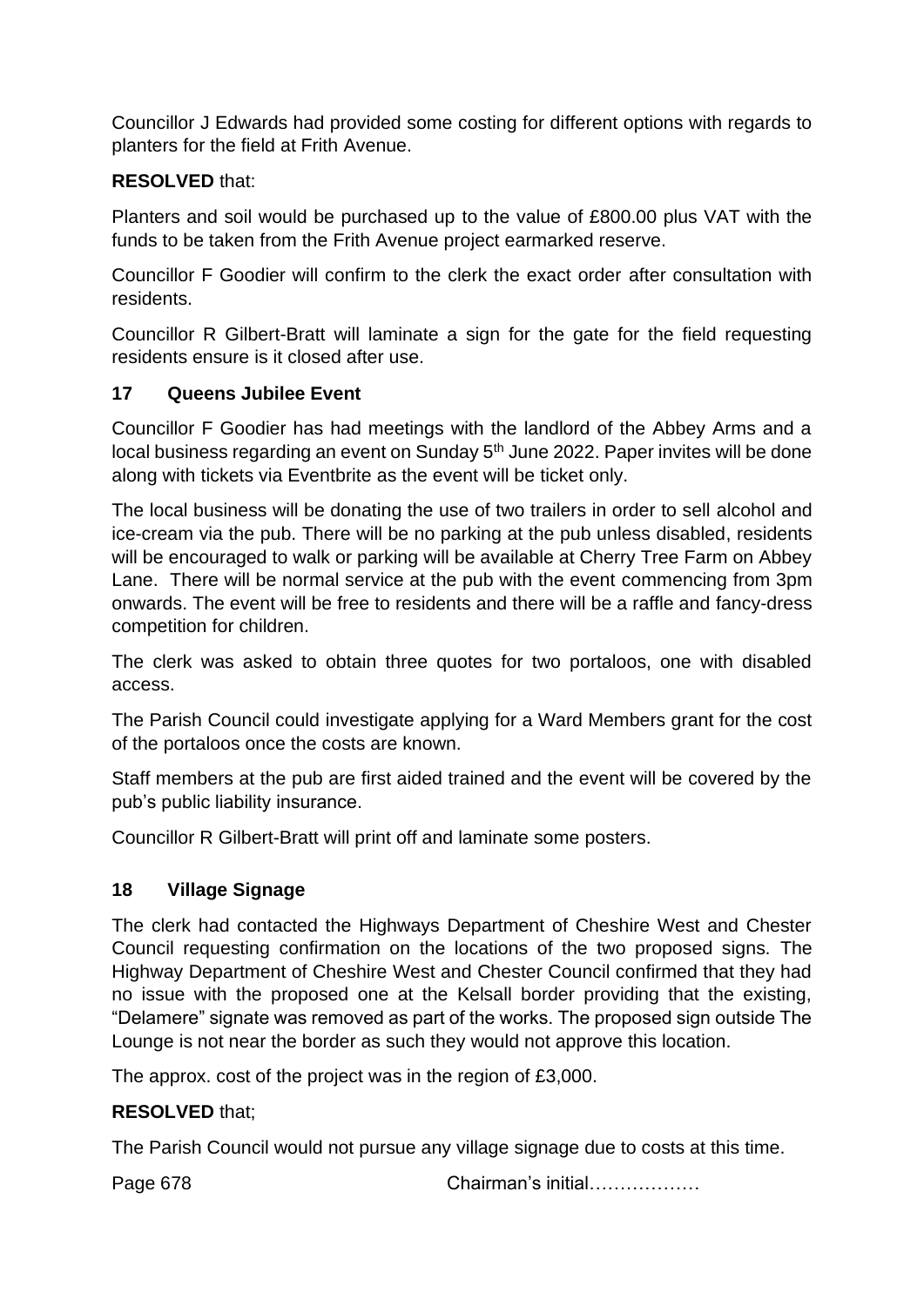Councillor J Edwards had provided some costing for different options with regards to planters for the field at Frith Avenue.

**RESOLVED** that:

Planters and soil would be purchased up to the value of £800.00 plus VAT with the funds to be taken from the Frith Avenue project earmarked reserve.

Councillor F Goodier will confirm to the clerk the exact order after consultation with residents.

Councillor R Gilbert-Bratt will laminate a sign for the gate for the field requesting residents ensure is it closed after use.

## 17 Queens Jubilee Event

Councillor F Goodier has had meetings with the landlord of the Abbey Arms and a local business regarding an event on Sunday 5th June 2022. Paper invites will be done along with tickets via Eventbrite as the event will be ticket only.

The local business will be donating the use of two trailers in order to sell alcohol and ice-cream via the pub. There will be no parking at the pub unless disabled, residents will be encouraged to walk or parking will be available at Cherry Tree Farm on Abbey Lane. There will be normal service at the pub with the event commencing from 3pm onwards. The event will be free to residents and there will be a raffle and fancy-dress competition for children.

The clerk was asked to obtain three quotes for two portaloos, one with disabled access.

The Parish Council could investigate applying for a Ward Members grant for the cost of the portaloos once the costs are known.

Staff members at the pub are first aided trained and the event will be covered by the pub's public liability insurance.

Councillor R Gilbert-Bratt will print off and laminate some posters.

## 18 Village Signage

The clerk had contacted the Highways Department of Cheshire West and Chester Council requesting confirmation on the locations of the two proposed signs. The Highway Department of Cheshire West and Chester Council confirmed that they had no issue with the proposed one at the Kelsall border providing that the existing, "Delamere" signate was removed as part of the works. The proposed sign outside The Lounge is not near the border as such they would not approve this location.

The approx. cost of the project was in the region of £3,000.

**RESOLVED** that;

The Parish Council would not pursue any village signage due to costs at this time.

Chairman's initial………………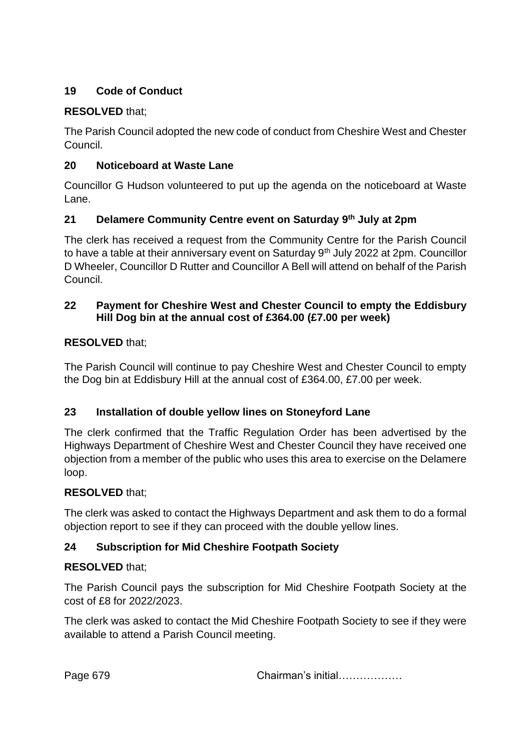## 19 Code of Conduct

**RESOLVED** that;

The Parish Council adopted the new code of conduct from Cheshire West and Chester Council.

## 20 Noticeboard at Waste Lane

Councillor G Hudson volunteered to put up the agenda on the noticeboard at Waste Lane.

## 21 Delamere Community Centre event on Saturday 9th July at 2pm

The clerk has received a request from the Community Centre for the Parish Council to have a table at their anniversary event on Saturday 9th July 2022 at 2pm. Councillor D Wheeler, Councillor D Rutter and Councillor A Bell will attend on behalf of the Parish Council.

## 22 Payment for Cheshire West and Chester Council to empty the Eddisbury Hill Dog bin at the annual cost of £364.00 (£7.00 per week)

**RESOLVED** that;

The Parish Council will continue to pay Cheshire West and Chester Council to empty the Dog bin at Eddisbury Hill at the annual cost of £364.00, £7.00 per week.

## 23 Installation of double yellow lines on Stoneyford Lane

The clerk confirmed that the Traffic Regulation Order has been advertised by the Highways Department of Cheshire West and Chester Council they have received one objection from a member of the public who uses this area to exercise on the Delamere loop.

**RESOLVED** that;

The clerk was asked to contact the Highways Department and ask them to do a formal objection report to see if they can proceed with the double yellow lines.

## 24 Subscription for Mid Cheshire Footpath Society

**RESOLVED** that;

The Parish Council pays the subscription for Mid Cheshire Footpath Society at the cost of £8 for 2022/2023.

The clerk was asked to contact the Mid Cheshire Footpath Society to see if they were available to attend a Parish Council meeting.

Chairman's initial………………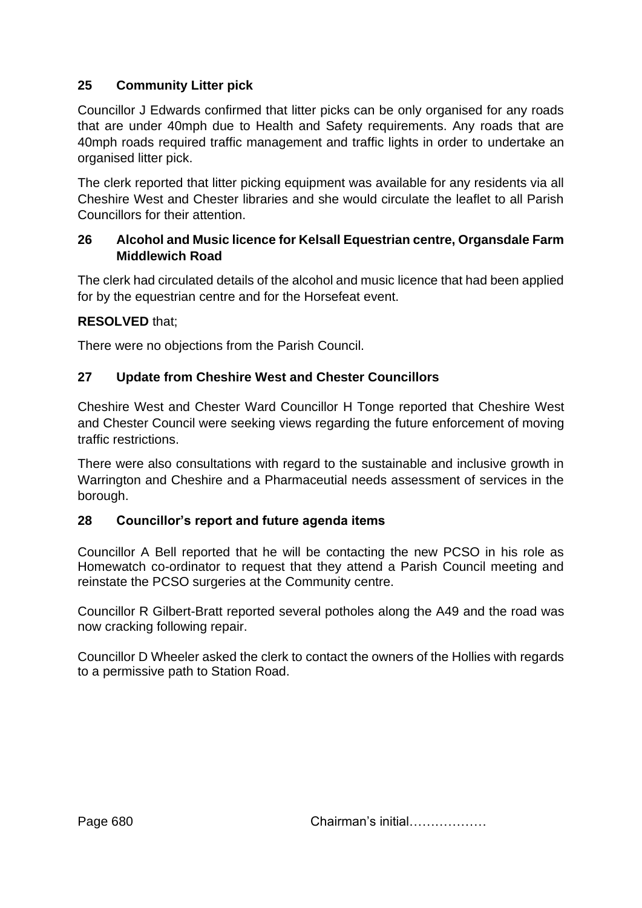## 25 Community Litter pick

Councillor J Edwards confirmed that litter picks can be only organised for any roads that are under 40mph due to Health and Safety requirements. Any roads that are 40mph roads required traffic management and traffic lights in order to undertake an organised litter pick.

The clerk reported that litter picking equipment was available for any residents via all Cheshire West and Chester libraries and she would circulate the leaflet to all Parish Councillors for their attention.

## 26 Alcohol and Music licence for Kelsall Equestrian centre, Organsdale Farm Middlewich Road

The clerk had circulated details of the alcohol and music licence that had been applied for by the equestrian centre and for the Horsefeat event.

**RESOLVED** that;

There were no objections from the Parish Council.

## 27 Update from Cheshire West and Chester Councillors

Cheshire West and Chester Ward Councillor H Tonge reported that Cheshire West and Chester Council were seeking views regarding the future enforcement of moving traffic restrictions.

There were also consultations with regard to the sustainable and inclusive growth in Warrington and Cheshire and a Pharmaceutial needs assessment of services in the borough.

## 28 Councillor's report and future agenda items

Councillor A Bell reported that he will be contacting the new PCSO in his role as Homewatch co-ordinator to request that they attend a Parish Council meeting and reinstate the PCSO surgeries at the Community centre.

Councillor R Gilbert-Bratt reported several potholes along the A49 and the road was now cracking following repair.

Councillor D Wheeler asked the clerk to contact the owners of the Hollies with regards to a permissive path to Station Road.

Chairman's initial………………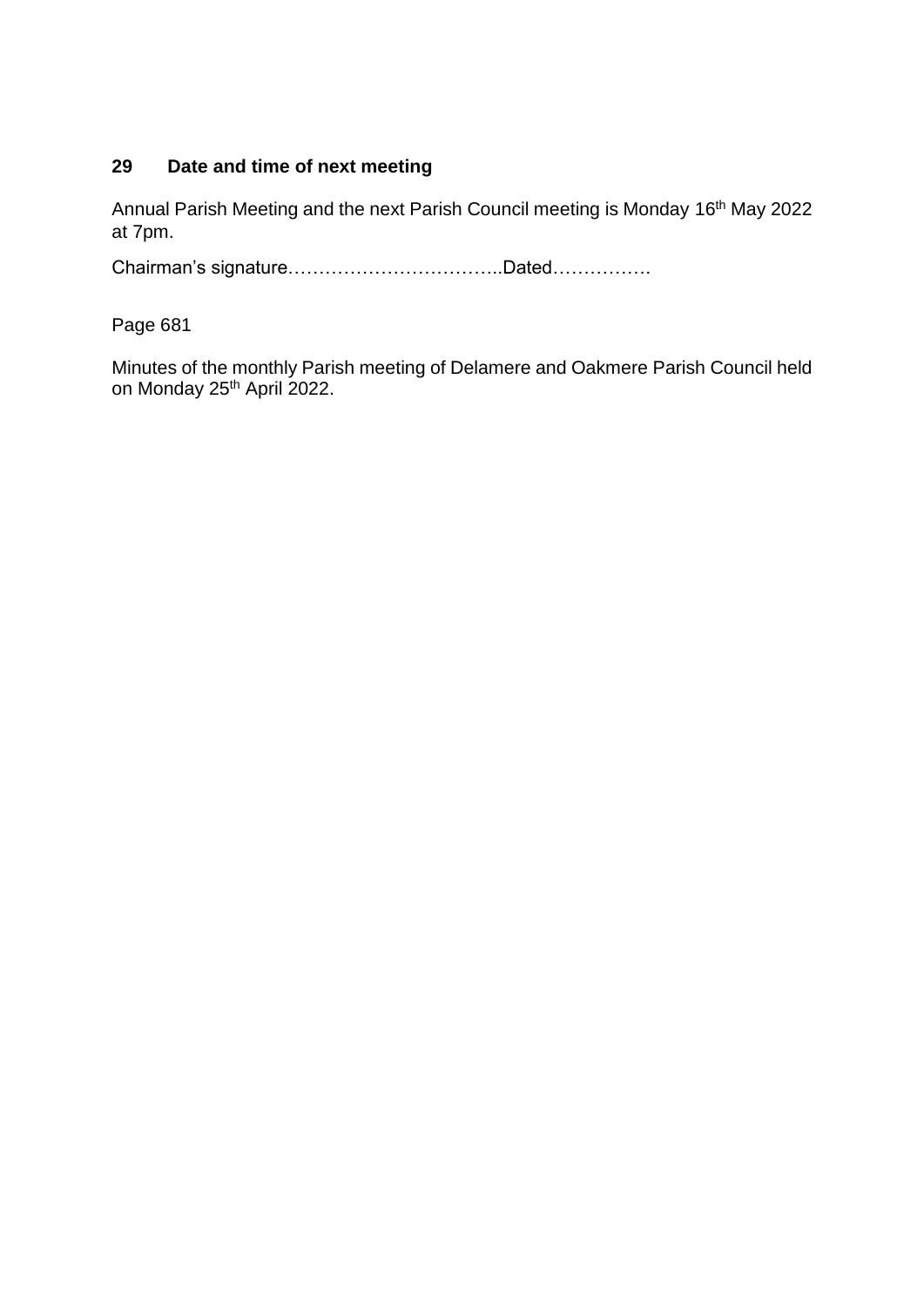### 29 Date and time of next meeting

Annual Parish Meeting and the next Parish Council meeting is Monday 16th May 2022 at 7pm.

Chairman's signature……………………………..Dated…………….